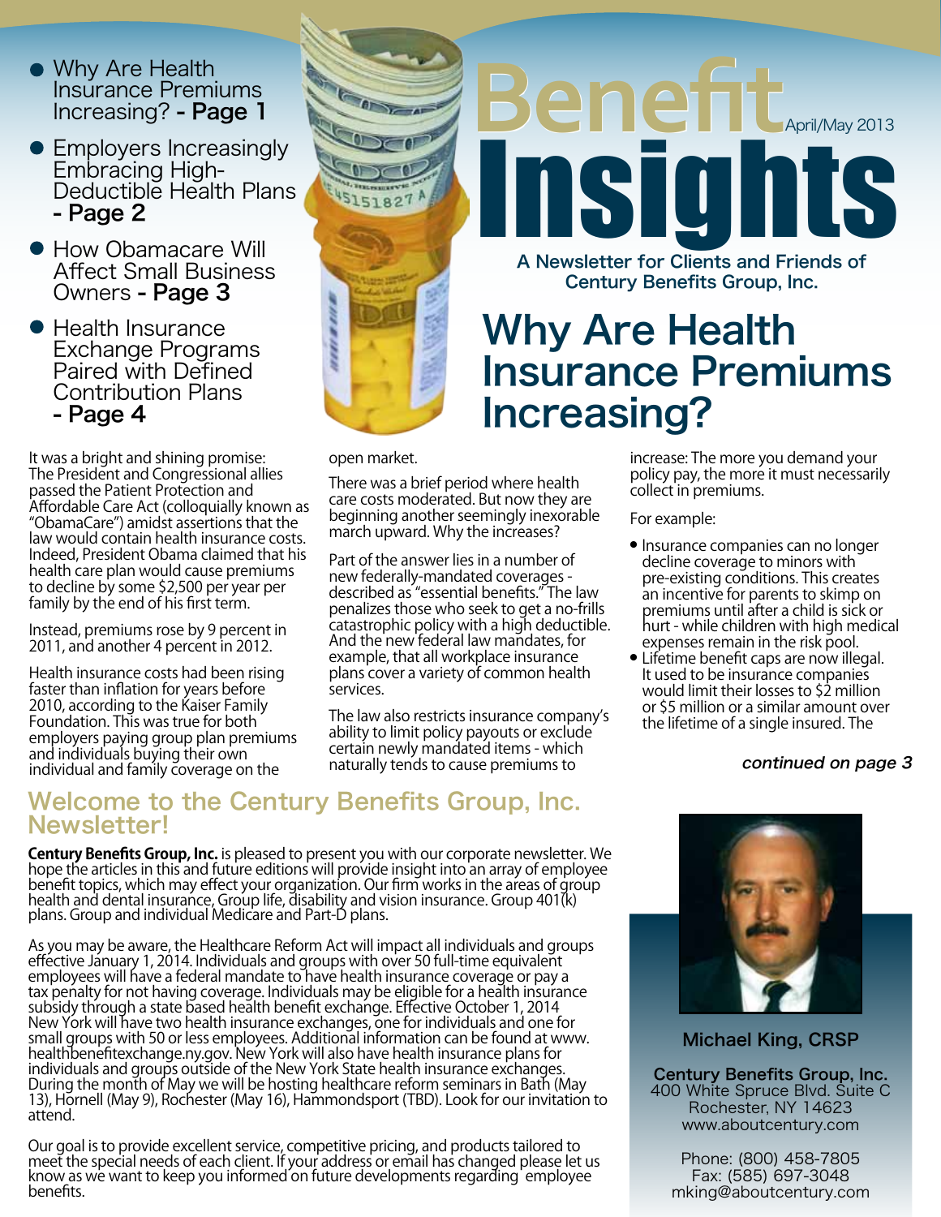- Why Are Health Insurance Premiums Increasing? **- Page 1**
- Employers Increasingly Embracing High-Deductible Health Plans **- Page 2**
- How Obamacare Will Affect Small Business Owners **- Page 3**
- Health Insurance Exchange Programs Paired with Defined Contribution Plans **- Page 4**

# Benefit Insights

April/May 2013

**A Newsletter for Clients and Friends of Century Benefits Group, Inc.**

## Why Are Health Insurance Premiums Increasing?

It was a bright and shining promise: The President and Congressional allies passed the Patient Protection and Affordable Care Act (colloquially known as "ObamaCare") amidst assertions that the law would contain health insurance costs. Indeed, President Obama claimed that his health care plan would cause premiums to decline by some $2,500 per year per family by the end of his first term.

Instead, premiums rose by 9 percent in 2011, and another 4 percent in 2012.

Health insurance costs had been rising faster than inflation for years before 2010, according to the Kaiser Family Foundation. This was true for both employers paying group plan premiums and individuals buying their own individual and family coverage on the open market.

There was a brief period where health care costs moderated. But now they are beginning another seemingly inexorable march upward. Why the increases?

Part of the answer lies in a number of new federally-mandated coverages - described as "essential benefits." The law penalizes those who seek to get a no-frills catastrophic policy with a high deductible. And the new federal law mandates, for example, that all workplace insurance plans cover a variety of common health services.

The law also restricts insurance company's ability to limit policy payouts or exclude certain newly mandated items - which naturally tends to cause premiums to increase: The more you demand your policy pay, the more it must necessarily collect in premiums.

For example:

- Insurance companies can no longer decline coverage to minors with pre-existing conditions. This creates an incentive for parents to skimp on premiums until after a child is sick or hurt - while children with high medical expenses remain in the risk pool.
- Lifetime benefit caps are now illegal. It used to be insurance companies would limit their losses to $2 million or $5 million or a similar amount over the lifetime of a single insured. The

*continued on page 3*

## Welcome to the Century Benefits Group, Inc. Newsletter!

**Century Benefits Group, Inc.** is pleased to present you with our corporate newsletter. We hope the articles in this and future editions will provide insight into an array of employee benefit topics, which may effect your organization. Our firm works in the areas of group health and dental insurance, Group life, disability and vision insurance. Group 401(k) plans. Group and individual Medicare and Part-D plans.

As you may be aware, the Healthcare Reform Act will impact all individuals and groups effective January 1, 2014. Individuals and groups with over 50 full-time equivalent employees will have a federal mandate to have health insurance coverage or pay a tax penalty for not having coverage. Individuals may be eligible for a health insurance subsidy through a state based health benefit exchange. Effective October 1, 2014 New York will have two health insurance exchanges, one for individuals and one for small groups with 50 or less employees. Additional information can be found at www.healthbenefitexchange.ny.gov. New York will also have health insurance plans for individuals and groups outside of the New York State health insurance exchanges. During the month of May we will be hosting healthcare reform seminars in Bath (May 13), Hornell (May 9), Rochester (May 16), Hammondsport (TBD). Look for our invitation to attend.

Our goal is to provide excellent service, competitive pricing, and products tailored to meet the special needs of each client. If your address or email has changed please let us know as we want to keep you informed on future developments regarding employee benefits.

**Michael King, CRSP**

**Century Benefits Group, Inc.**
400 White Spruce Blvd. Suite C
Rochester, NY 14623
www.aboutcentury.com

Phone: (800) 458-7805
Fax: (585) 697-3048
mking@aboutcentury.com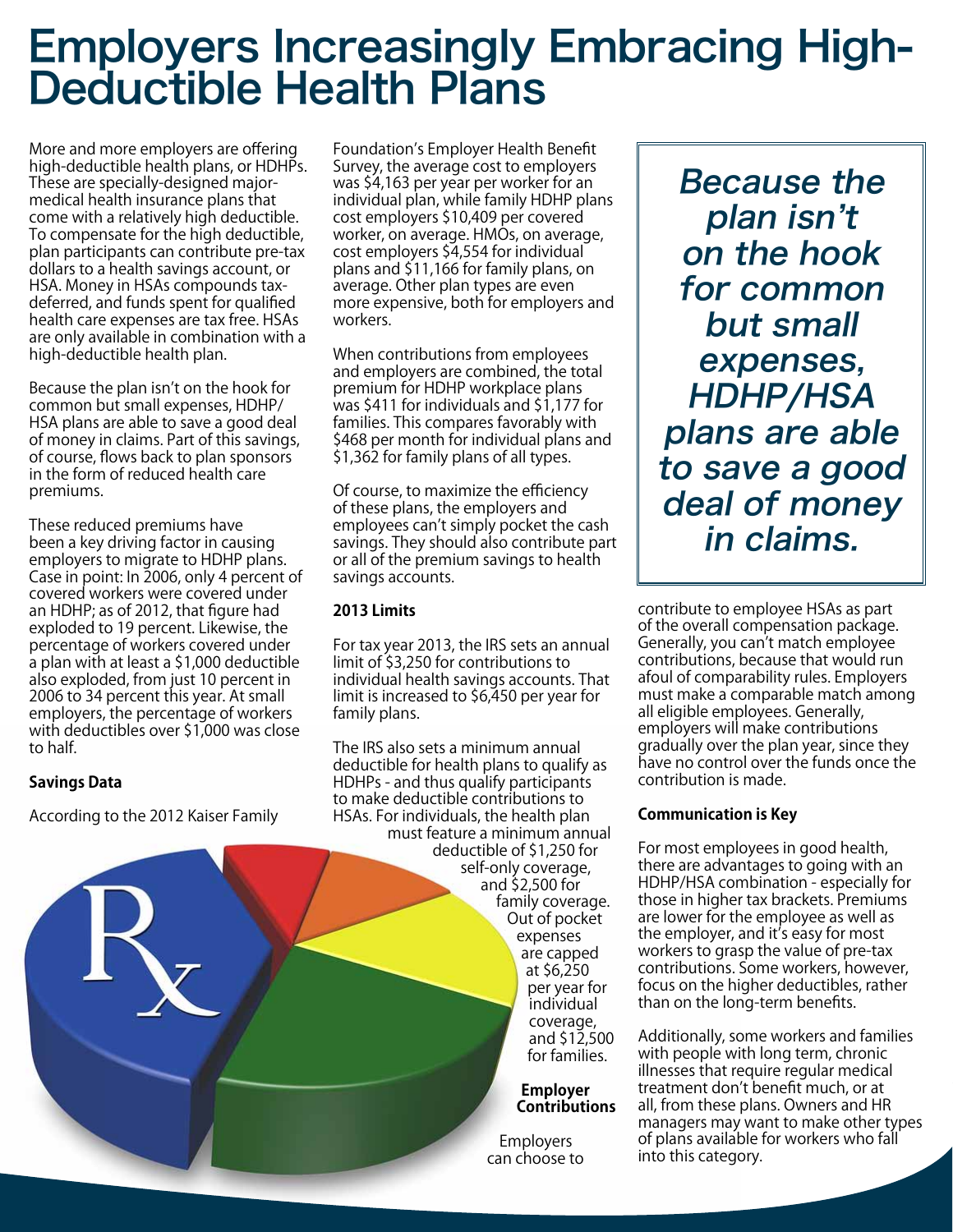# Employers Increasingly Embracing High-Deductible Health Plans

More and more employers are offering high-deductible health plans, or HDHPs. These are specially-designed major-medical health insurance plans that come with a relatively high deductible. To compensate for the high deductible, plan participants can contribute pre-tax dollars to a health savings account, or HSA. Money in HSAs compounds tax-deferred, and funds spent for qualified health care expenses are tax free. HSAs are only available in combination with a high-deductible health plan.

Because the plan isn't on the hook for common but small expenses, HDHP/HSA plans are able to save a good deal of money in claims. Part of this savings, of course, flows back to plan sponsors in the form of reduced health care premiums.

These reduced premiums have been a key driving factor in causing employers to migrate to HDHP plans. Case in point: In 2006, only 4 percent of covered workers were covered under an HDHP; as of 2012, that figure had exploded to 19 percent. Likewise, the percentage of workers covered under a plan with at least a $1,000 deductible also exploded, from just 10 percent in 2006 to 34 percent this year. At small employers, the percentage of workers with deductibles over $1,000 was close to half.

**Savings Data**

According to the 2012 Kaiser Family Foundation's Employer Health Benefit Survey, the average cost to employers was $4,163 per year per worker for an individual plan, while family HDHP plans cost employers $10,409 per covered worker, on average. HMOs, on average, cost employers $4,554 for individual plans and $11,166 for family plans, on average. Other plan types are even more expensive, both for employers and workers.

When contributions from employees and employers are combined, the total premium for HDHP workplace plans was $411 for individuals and $1,177 for families. This compares favorably with $468 per month for individual plans and $1,362 for family plans of all types.

Of course, to maximize the efficiency of these plans, the employers and employees can't simply pocket the cash savings. They should also contribute part or all of the premium savings to health savings accounts.

**2013 Limits**

For tax year 2013, the IRS sets an annual limit of $3,250 for contributions to individual health savings accounts. That limit is increased to $6,450 per year for family plans.

The IRS also sets a minimum annual deductible for health plans to qualify as HDHPs - and thus qualify participants to make deductible contributions to HSAs. For individuals, the health plan must feature a minimum annual deductible of $1,250 for self-only coverage, and $2,500 for family coverage. Out of pocket expenses are capped at $6,250 per year for individual coverage, and $12,500 for families.

> *Because the plan isn't on the hook for common but small expenses, HDHP/HSA plans are able to save a good deal of money in claims.*

**Employer Contributions**

Employers can choose to contribute to employee HSAs as part of the overall compensation package. Generally, you can't match employee contributions, because that would run afoul of comparability rules. Employers must make a comparable match among all eligible employees. Generally, employers will make contributions gradually over the plan year, since they have no control over the funds once the contribution is made.

**Communication is Key**

For most employees in good health, there are advantages to going with an HDHP/HSA combination - especially for those in higher tax brackets. Premiums are lower for the employee as well as the employer, and it's easy for most workers to grasp the value of pre-tax contributions. Some workers, however, focus on the higher deductibles, rather than on the long-term benefits.

Additionally, some workers and families with people with long term, chronic illnesses that require regular medical treatment don't benefit much, or at all, from these plans. Owners and HR managers may want to make other types of plans available for workers who fall into this category.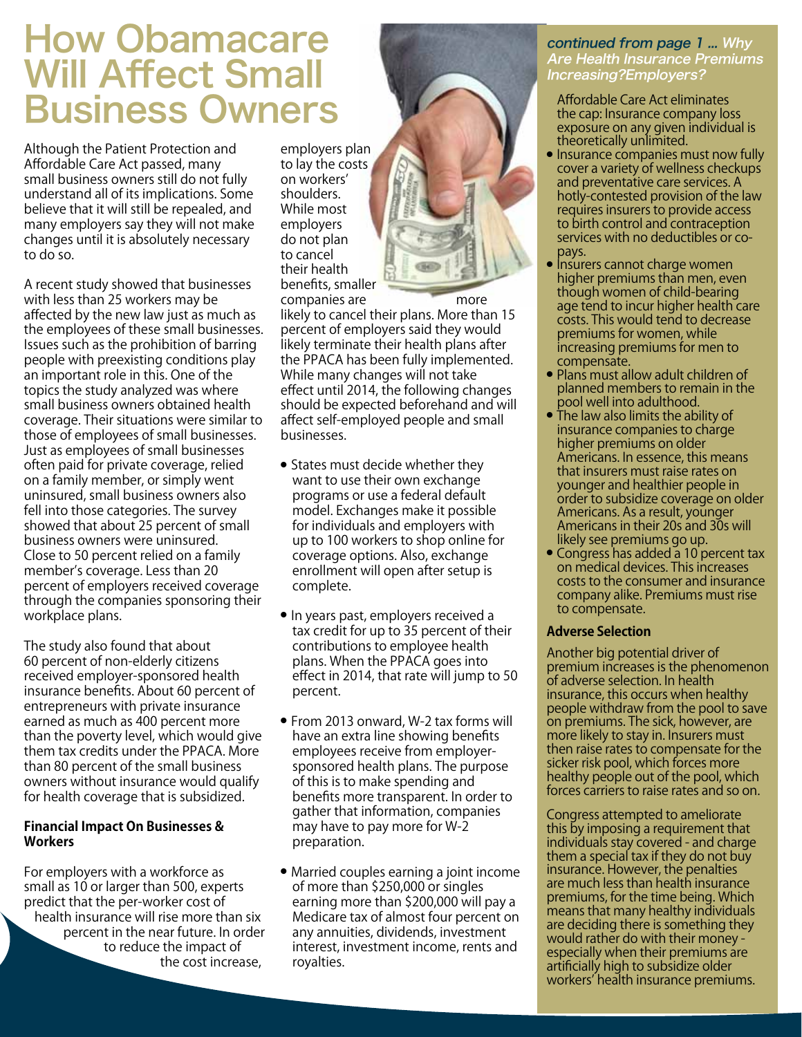# How Obamacare Will Affect Small Business Owners

Although the Patient Protection and Affordable Care Act passed, many small business owners still do not fully understand all of its implications. Some believe that it will still be repealed, and many employers say they will not make changes until it is absolutely necessary to do so.

A recent study showed that businesses with less than 25 workers may be affected by the new law just as much as the employees of these small businesses. Issues such as the prohibition of barring people with preexisting conditions play an important role in this. One of the topics the study analyzed was where small business owners obtained health coverage. Their situations were similar to those of employees of small businesses. Just as employees of small businesses often paid for private coverage, relied on a family member, or simply went uninsured, small business owners also fell into those categories. The survey showed that about 25 percent of small business owners were uninsured. Close to 50 percent relied on a family member's coverage. Less than 20 percent of employers received coverage through the companies sponsoring their workplace plans.

The study also found that about 60 percent of non-elderly citizens received employer-sponsored health insurance benefits. About 60 percent of entrepreneurs with private insurance earned as much as 400 percent more than the poverty level, which would give them tax credits under the PPACA. More than 80 percent of the small business owners without insurance would qualify for health coverage that is subsidized.

#### Financial Impact On Businesses & Workers

For employers with a workforce as small as 10 or larger than 500, experts predict that the per-worker cost of health insurance will rise more than six percent in the near future. In order to reduce the impact of the cost increase, employers plan to lay the costs on workers' shoulders. While most employers do not plan to cancel their health benefits, smaller companies are more likely to cancel their plans. More than 15 percent of employers said they would likely terminate their health plans after the PPACA has been fully implemented. While many changes will not take effect until 2014, the following changes should be expected beforehand and will affect self-employed people and small businesses.

- States must decide whether they want to use their own exchange programs or use a federal default model. Exchanges make it possible for individuals and employers with up to 100 workers to shop online for coverage options. Also, exchange enrollment will open after setup is complete.
- In years past, employers received a tax credit for up to 35 percent of their contributions to employee health plans. When the PPACA goes into effect in 2014, that rate will jump to 50 percent.
- From 2013 onward, W-2 tax forms will have an extra line showing benefits employees receive from employer-sponsored health plans. The purpose of this is to make spending and benefits more transparent. In order to gather that information, companies may have to pay more for W-2 preparation.
- Married couples earning a joint income of more than $250,000 or singles earning more than $200,000 will pay a Medicare tax of almost four percent on any annuities, dividends, investment interest, investment income, rents and royalties.

***continued from page 1 ... Why Are Health Insurance Premiums Increasing?Employers?***

Affordable Care Act eliminates the cap: Insurance company loss exposure on any given individual is theoretically unlimited.

- Insurance companies must now fully cover a variety of wellness checkups and preventative care services. A hotly-contested provision of the law requires insurers to provide access to birth control and contraception services with no deductibles or co-pays.
- Insurers cannot charge women higher premiums than men, even though women of child-bearing age tend to incur higher health care costs. This would tend to decrease premiums for women, while increasing premiums for men to compensate.
- Plans must allow adult children of planned members to remain in the pool well into adulthood.
- The law also limits the ability of insurance companies to charge higher premiums on older Americans. In essence, this means that insurers must raise rates on younger and healthier people in order to subsidize coverage on older Americans. As a result, younger Americans in their 20s and 30s will likely see premiums go up.
- Congress has added a 10 percent tax on medical devices. This increases costs to the consumer and insurance company alike. Premiums must rise to compensate.

#### Adverse Selection

Another big potential driver of premium increases is the phenomenon of adverse selection. In health insurance, this occurs when healthy people withdraw from the pool to save on premiums. The sick, however, are more likely to stay in. Insurers must then raise rates to compensate for the sicker risk pool, which forces more healthy people out of the pool, which forces carriers to raise rates and so on.

Congress attempted to ameliorate this by imposing a requirement that individuals stay covered - and charge them a special tax if they do not buy insurance. However, the penalties are much less than health insurance premiums, for the time being. Which means that many healthy individuals are deciding there is something they would rather do with their money - especially when their premiums are artificially high to subsidize older workers' health insurance premiums.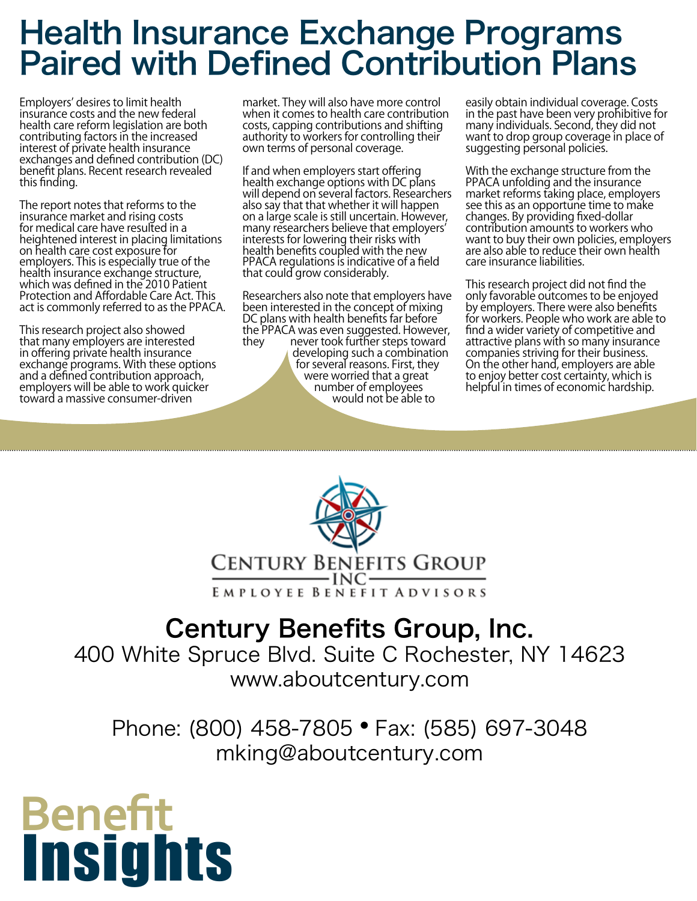# Health Insurance Exchange Programs Paired with Defined Contribution Plans

Employers' desires to limit health insurance costs and the new federal health care reform legislation are both contributing factors in the increased interest of private health insurance exchanges and defined contribution (DC) benefit plans. Recent research revealed this finding.

The report notes that reforms to the insurance market and rising costs for medical care have resulted in a heightened interest in placing limitations on health care cost exposure for employers. This is especially true of the health insurance exchange structure, which was defined in the 2010 Patient Protection and Affordable Care Act. This act is commonly referred to as the PPACA.

This research project also showed that many employers are interested in offering private health insurance exchange programs. With these options and a defined contribution approach, employers will be able to work quicker toward a massive consumer-driven market. They will also have more control when it comes to health care contribution costs, capping contributions and shifting authority to workers for controlling their own terms of personal coverage.

If and when employers start offering health exchange options with DC plans will depend on several factors. Researchers also say that that whether it will happen on a large scale is still uncertain. However, many researchers believe that employers' interests for lowering their risks with health benefits coupled with the new PPACA regulations is indicative of a field that could grow considerably.

Researchers also note that employers have been interested in the concept of mixing DC plans with health benefits far before the PPACA was even suggested. However, they never took further steps toward developing such a combination for several reasons. First, they were worried that a great number of employees would not be able to easily obtain individual coverage. Costs in the past have been very prohibitive for many individuals. Second, they did not want to drop group coverage in place of suggesting personal policies.

With the exchange structure from the PPACA unfolding and the insurance market reforms taking place, employers see this as an opportune time to make changes. By providing fixed-dollar contribution amounts to workers who want to buy their own policies, employers are also able to reduce their own health care insurance liabilities.

This research project did not find the only favorable outcomes to be enjoyed by employers. There were also benefits for workers. People who work are able to find a wider variety of competitive and attractive plans with so many insurance companies striving for their business. On the other hand, employers are able to enjoy better cost certainty, which is helpful in times of economic hardship.

CENTURY BENEFITS GROUP INC
EMPLOYEE BENEFIT ADVISORS

**Century Benefits Group, Inc.**
400 White Spruce Blvd. Suite C Rochester, NY 14623
www.aboutcentury.com

Phone: (800) 458-7805 • Fax: (585) 697-3048
mking@aboutcentury.com

**Benefit Insights**